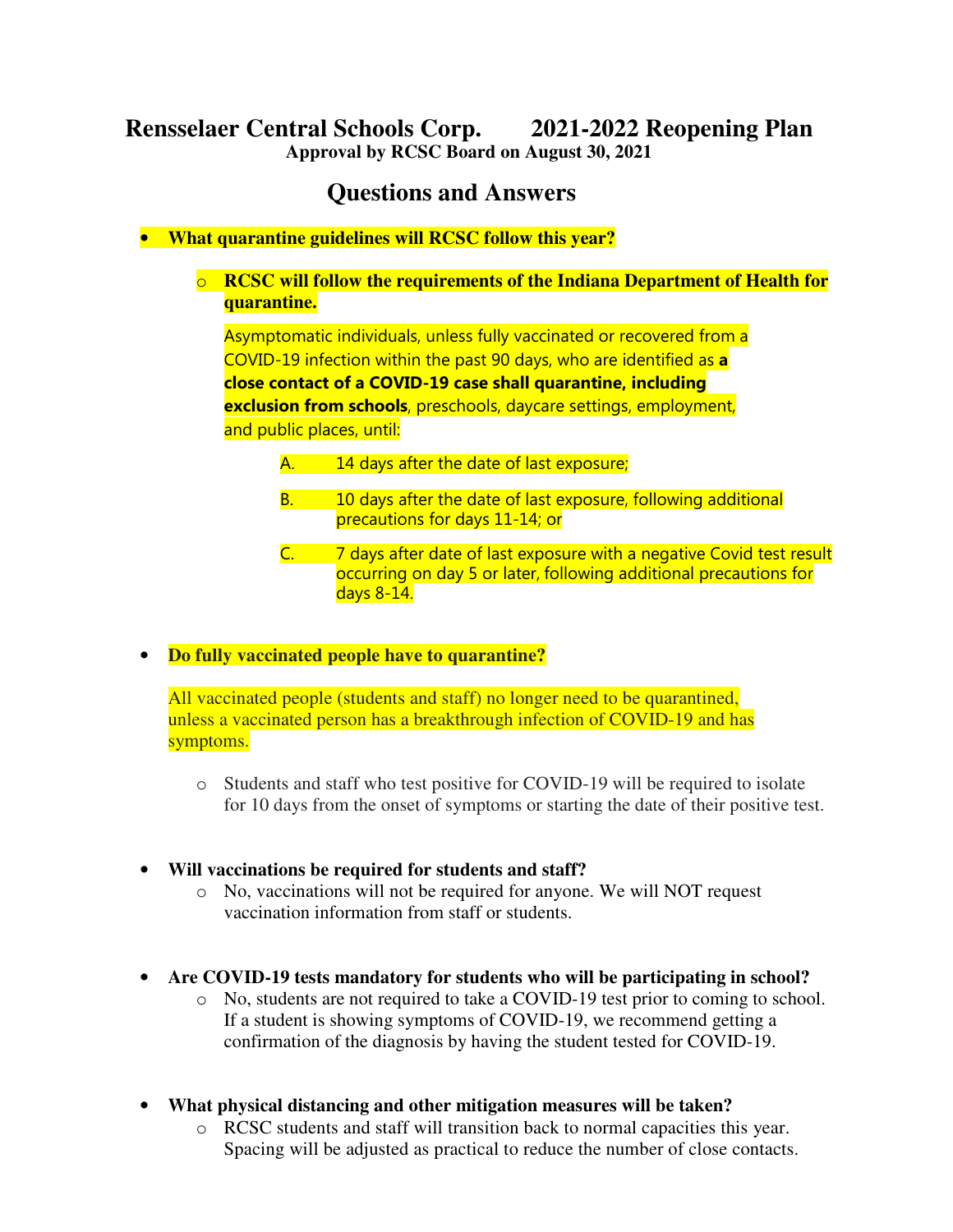# Rensselaer Central Schools Corp. 2021-2022 Reopening Plan

**Approval by RCSC Board on August 30, 2021**

## Questions and Answers

- **What quarantine guidelines will RCSC follow this year?**
  - **RCSC will follow the requirements of the Indiana Department of Health for quarantine.**

    Asymptomatic individuals, unless fully vaccinated or recovered from a COVID-19 infection within the past 90 days, who are identified as **a close contact of a COVID-19 case shall quarantine, including exclusion from schools**, preschools, daycare settings, employment, and public places, until:

    A. 14 days after the date of last exposure;

    B. 10 days after the date of last exposure, following additional precautions for days 11-14; or

    C. 7 days after date of last exposure with a negative Covid test result occurring on day 5 or later, following additional precautions for days 8-14.

- **Do fully vaccinated people have to quarantine?**

  All vaccinated people (students and staff) no longer need to be quarantined, unless a vaccinated person has a breakthrough infection of COVID-19 and has symptoms.

  - Students and staff who test positive for COVID-19 will be required to isolate for 10 days from the onset of symptoms or starting the date of their positive test.

- **Will vaccinations be required for students and staff?**
  - No, vaccinations will not be required for anyone. We will NOT request vaccination information from staff or students.

- **Are COVID-19 tests mandatory for students who will be participating in school?**
  - No, students are not required to take a COVID-19 test prior to coming to school. If a student is showing symptoms of COVID-19, we recommend getting a confirmation of the diagnosis by having the student tested for COVID-19.

- **What physical distancing and other mitigation measures will be taken?**
  - RCSC students and staff will transition back to normal capacities this year. Spacing will be adjusted as practical to reduce the number of close contacts.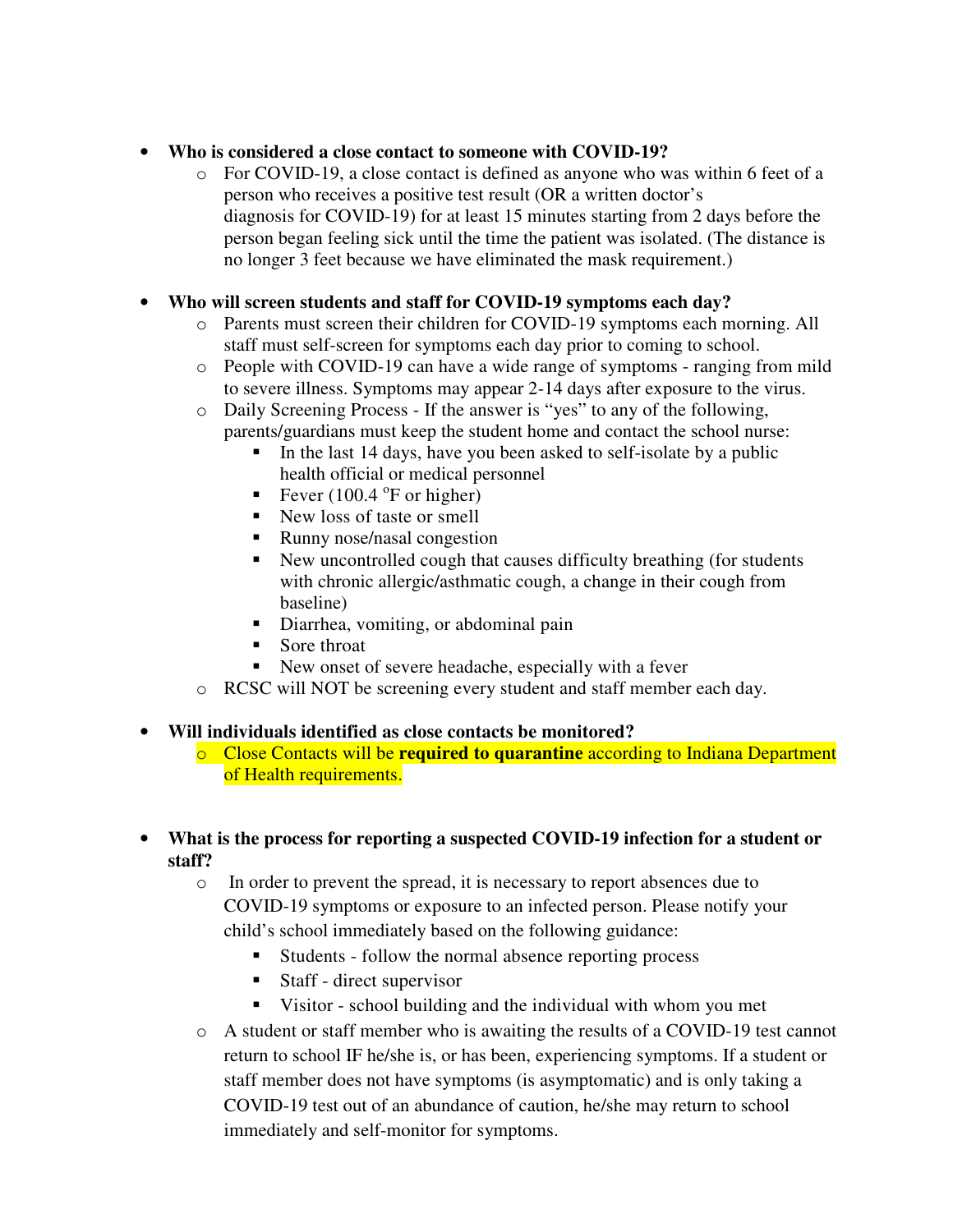- **Who is considered a close contact to someone with COVID-19?**
    - For COVID-19, a close contact is defined as anyone who was within 6 feet of a person who receives a positive test result (OR a written doctor's diagnosis for COVID-19) for at least 15 minutes starting from 2 days before the person began feeling sick until the time the patient was isolated. (The distance is no longer 3 feet because we have eliminated the mask requirement.)

- **Who will screen students and staff for COVID-19 symptoms each day?**
    - Parents must screen their children for COVID-19 symptoms each morning. All staff must self-screen for symptoms each day prior to coming to school.
    - People with COVID-19 can have a wide range of symptoms - ranging from mild to severe illness. Symptoms may appear 2-14 days after exposure to the virus.
    - Daily Screening Process - If the answer is "yes" to any of the following, parents/guardians must keep the student home and contact the school nurse:
        - In the last 14 days, have you been asked to self-isolate by a public health official or medical personnel
        - Fever (100.4 $^{o}$F or higher)
        - New loss of taste or smell
        - Runny nose/nasal congestion
        - New uncontrolled cough that causes difficulty breathing (for students with chronic allergic/asthmatic cough, a change in their cough from baseline)
        - Diarrhea, vomiting, or abdominal pain
        - Sore throat
        - New onset of severe headache, especially with a fever
    - RCSC will NOT be screening every student and staff member each day.

- **Will individuals identified as close contacts be monitored?**
    - Close Contacts will be **required to quarantine** according to Indiana Department of Health requirements.

- **What is the process for reporting a suspected COVID-19 infection for a student or staff?**
    - In order to prevent the spread, it is necessary to report absences due to COVID-19 symptoms or exposure to an infected person. Please notify your child's school immediately based on the following guidance:
        - Students - follow the normal absence reporting process
        - Staff - direct supervisor
        - Visitor - school building and the individual with whom you met
    - A student or staff member who is awaiting the results of a COVID-19 test cannot return to school IF he/she is, or has been, experiencing symptoms. If a student or staff member does not have symptoms (is asymptomatic) and is only taking a COVID-19 test out of an abundance of caution, he/she may return to school immediately and self-monitor for symptoms.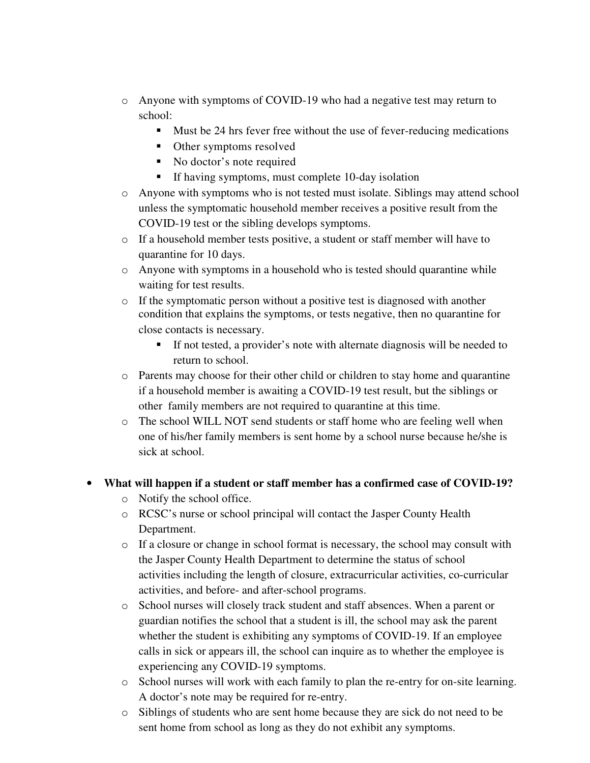- Anyone with symptoms of COVID-19 who had a negative test may return to school:
  - Must be 24 hrs fever free without the use of fever-reducing medications
  - Other symptoms resolved
  - No doctor's note required
  - If having symptoms, must complete 10-day isolation
- Anyone with symptoms who is not tested must isolate. Siblings may attend school unless the symptomatic household member receives a positive result from the COVID-19 test or the sibling develops symptoms.
- If a household member tests positive, a student or staff member will have to quarantine for 10 days.
- Anyone with symptoms in a household who is tested should quarantine while waiting for test results.
- If the symptomatic person without a positive test is diagnosed with another condition that explains the symptoms, or tests negative, then no quarantine for close contacts is necessary.
  - If not tested, a provider's note with alternate diagnosis will be needed to return to school.
- Parents may choose for their other child or children to stay home and quarantine if a household member is awaiting a COVID-19 test result, but the siblings or other family members are not required to quarantine at this time.
- The school WILL NOT send students or staff home who are feeling well when one of his/her family members is sent home by a school nurse because he/she is sick at school.

- **What will happen if a student or staff member has a confirmed case of COVID-19?**
  - Notify the school office.
  - RCSC's nurse or school principal will contact the Jasper County Health Department.
  - If a closure or change in school format is necessary, the school may consult with the Jasper County Health Department to determine the status of school activities including the length of closure, extracurricular activities, co-curricular activities, and before- and after-school programs.
  - School nurses will closely track student and staff absences. When a parent or guardian notifies the school that a student is ill, the school may ask the parent whether the student is exhibiting any symptoms of COVID-19. If an employee calls in sick or appears ill, the school can inquire as to whether the employee is experiencing any COVID-19 symptoms.
  - School nurses will work with each family to plan the re-entry for on-site learning. A doctor's note may be required for re-entry.
  - Siblings of students who are sent home because they are sick do not need to be sent home from school as long as they do not exhibit any symptoms.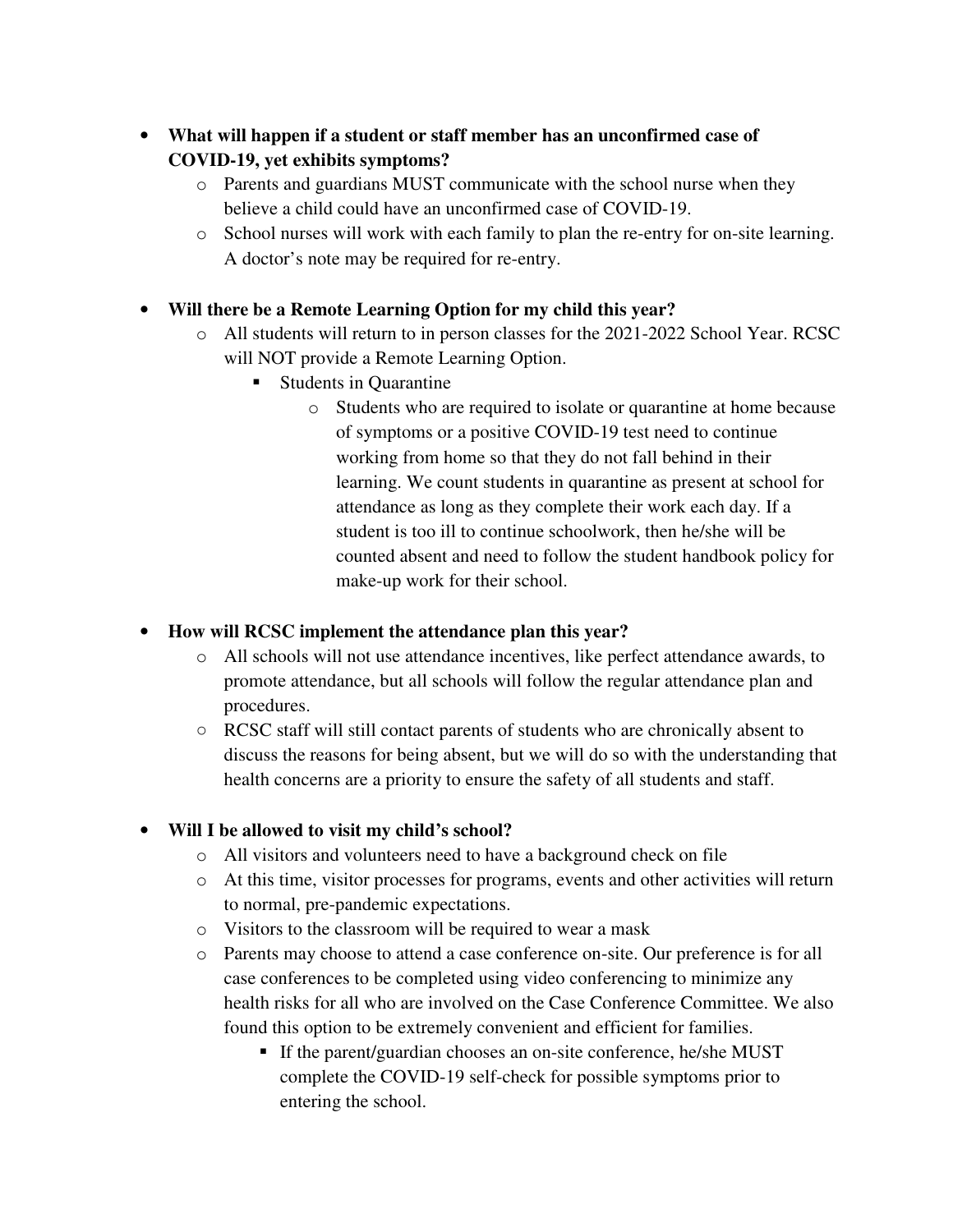- **What will happen if a student or staff member has an unconfirmed case of COVID-19, yet exhibits symptoms?**
  - Parents and guardians MUST communicate with the school nurse when they believe a child could have an unconfirmed case of COVID-19.
  - School nurses will work with each family to plan the re-entry for on-site learning. A doctor's note may be required for re-entry.

- **Will there be a Remote Learning Option for my child this year?**
  - All students will return to in person classes for the 2021-2022 School Year. RCSC will NOT provide a Remote Learning Option.
    - Students in Quarantine
      - Students who are required to isolate or quarantine at home because of symptoms or a positive COVID-19 test need to continue working from home so that they do not fall behind in their learning. We count students in quarantine as present at school for attendance as long as they complete their work each day. If a student is too ill to continue schoolwork, then he/she will be counted absent and need to follow the student handbook policy for make-up work for their school.

- **How will RCSC implement the attendance plan this year?**
  - All schools will not use attendance incentives, like perfect attendance awards, to promote attendance, but all schools will follow the regular attendance plan and procedures.
  - RCSC staff will still contact parents of students who are chronically absent to discuss the reasons for being absent, but we will do so with the understanding that health concerns are a priority to ensure the safety of all students and staff.

- **Will I be allowed to visit my child's school?**
  - All visitors and volunteers need to have a background check on file
  - At this time, visitor processes for programs, events and other activities will return to normal, pre-pandemic expectations.
  - Visitors to the classroom will be required to wear a mask
  - Parents may choose to attend a case conference on-site. Our preference is for all case conferences to be completed using video conferencing to minimize any health risks for all who are involved on the Case Conference Committee. We also found this option to be extremely convenient and efficient for families.
    - If the parent/guardian chooses an on-site conference, he/she MUST complete the COVID-19 self-check for possible symptoms prior to entering the school.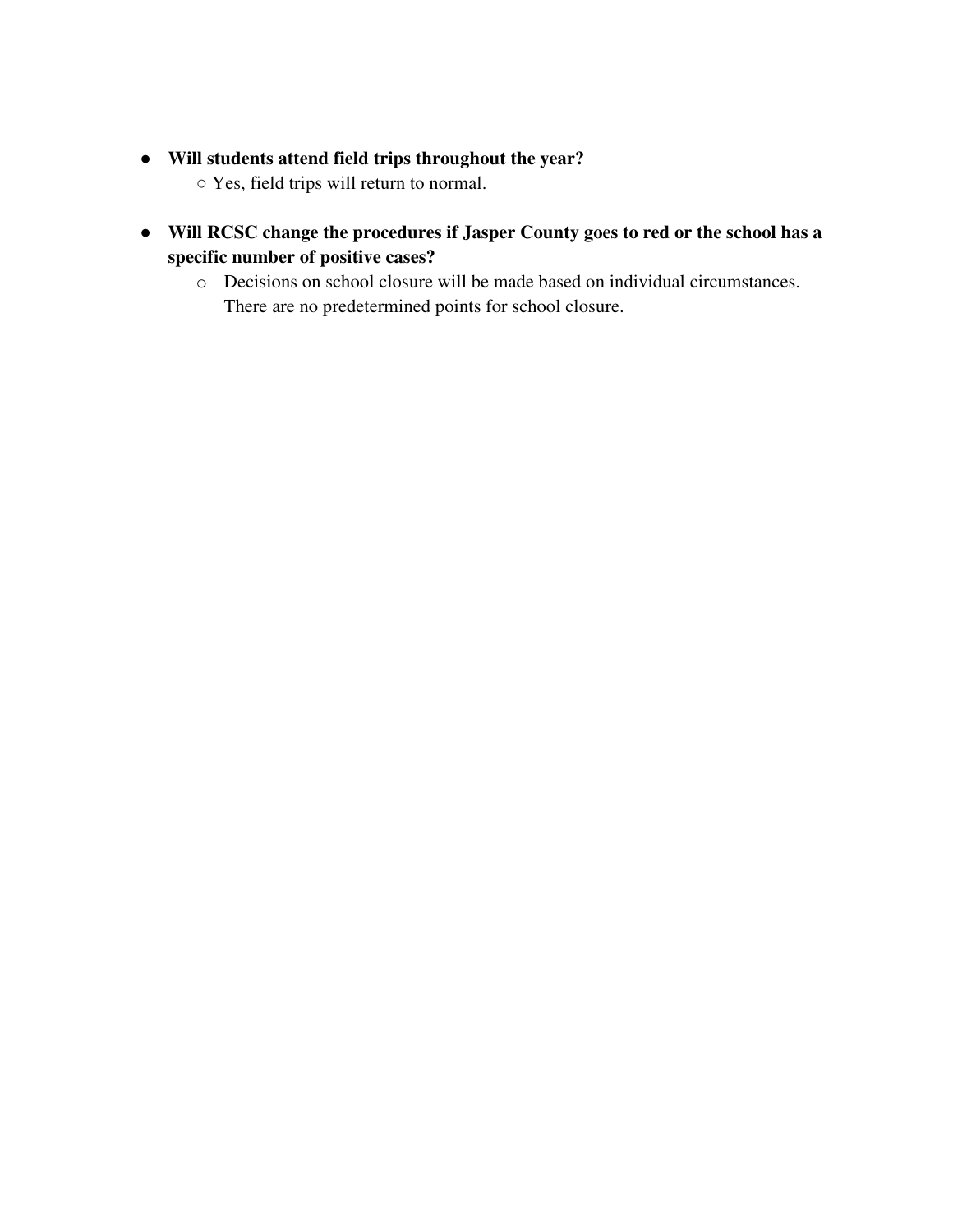- **Will students attend field trips throughout the year?**
  - Yes, field trips will return to normal.

- **Will RCSC change the procedures if Jasper County goes to red or the school has a specific number of positive cases?**
  - Decisions on school closure will be made based on individual circumstances. There are no predetermined points for school closure.